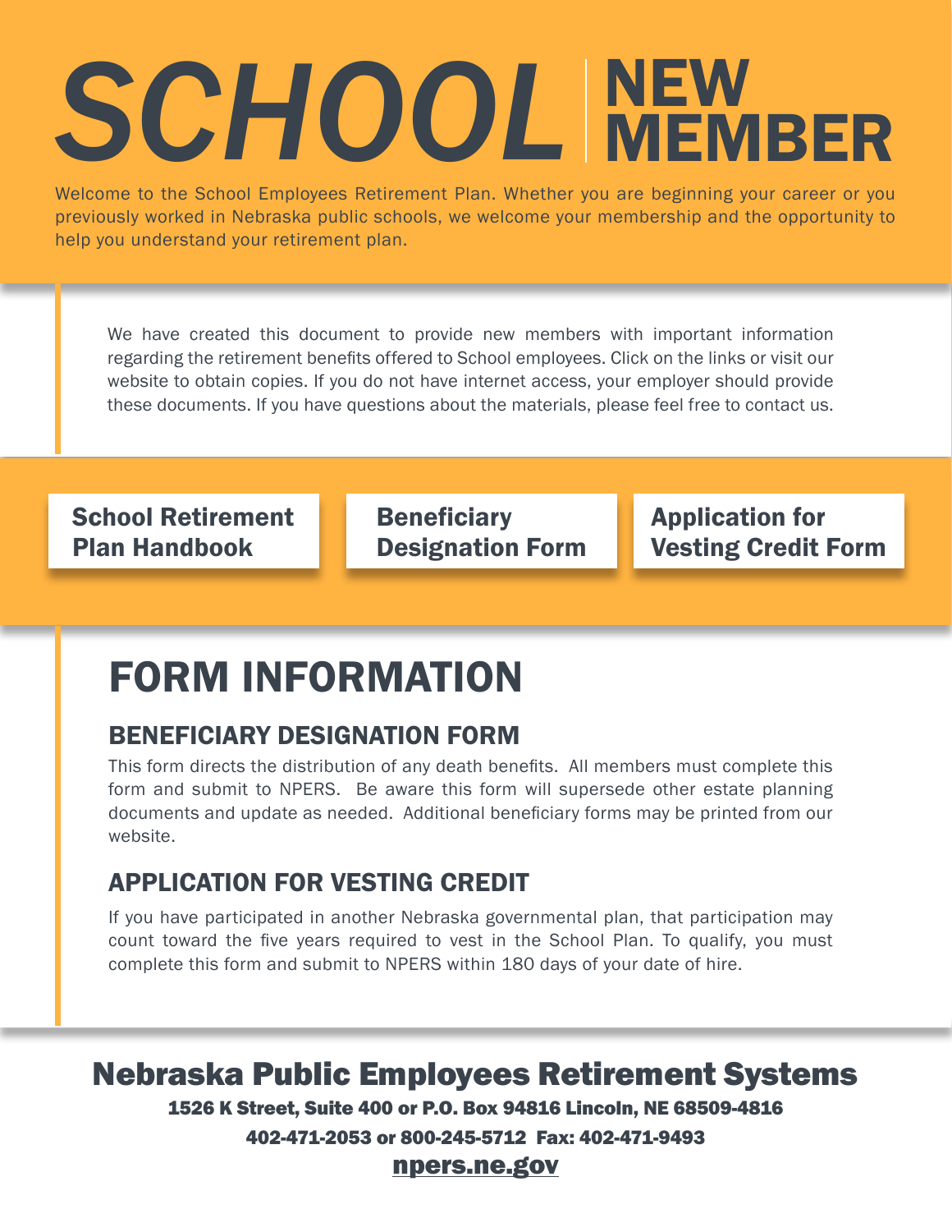# SCHOOL NEW MEMBER

Welcome to the School Employees Retirement Plan. Whether you are beginning your career or you previously worked in Nebraska public schools, we welcome your membership and the opportunity to help you understand your retirement plan.

We have created this document to provide new members with important information regarding the retirement benefits offered to School employees. Click on the links or visit our website to obtain copies. If you do not have internet access, your employer should provide these documents. If you have questions about the materials, please feel free to contact us.

**School Retirement Plan Handbook**

**Beneficiary Designation Form**

**Application for Vesting Credit Form**

# FORM INFORMATION

## BENEFICIARY DESIGNATION FORM

This form directs the distribution of any death benefits. All members must complete this form and submit to NPERS. Be aware this form will supersede other estate planning documents and update as needed. Additional beneficiary forms may be printed from our website.

## APPLICATION FOR VESTING CREDIT

If you have participated in another Nebraska governmental plan, that participation may count toward the five years required to vest in the School Plan. To qualify, you must complete this form and submit to NPERS within 180 days of your date of hire.

## Nebraska Public Employees Retirement Systems

**1526 K Street, Suite 400 or P.O. Box 94816 Lincoln, NE 68509-4816**

**402-471-2053 or 800-245-5712 Fax: 402-471-9493**

**npers.ne.gov**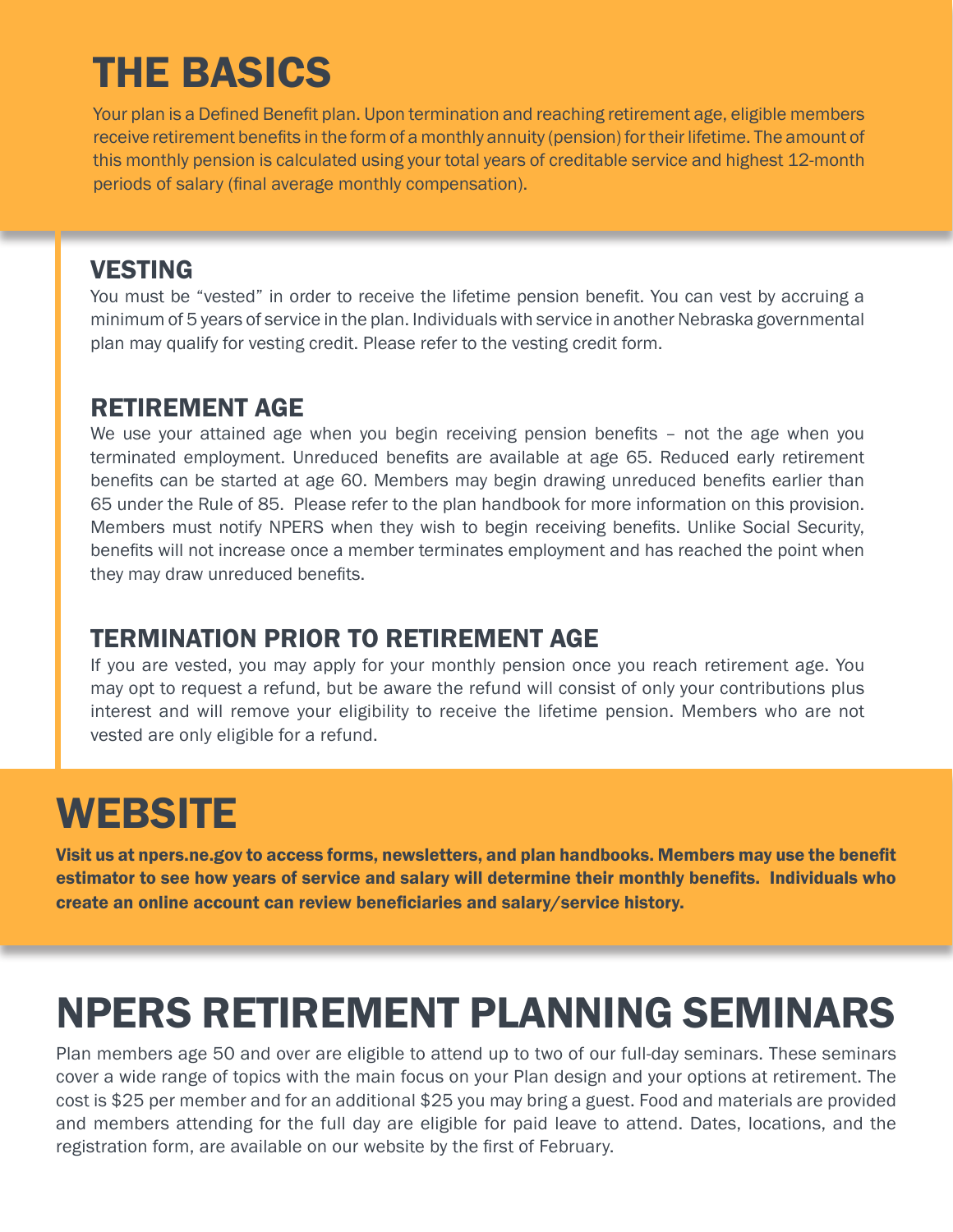# THE BASICS

Your plan is a Defined Benefit plan. Upon termination and reaching retirement age, eligible members receive retirement benefits in the form of a monthly annuity (pension) for their lifetime. The amount of this monthly pension is calculated using your total years of creditable service and highest 12-month periods of salary (final average monthly compensation).

## VESTING

You must be "vested" in order to receive the lifetime pension benefit. You can vest by accruing a minimum of 5 years of service in the plan. Individuals with service in another Nebraska governmental plan may qualify for vesting credit. Please refer to the vesting credit form.

## RETIREMENT AGE

We use your attained age when you begin receiving pension benefits – not the age when you terminated employment. Unreduced benefits are available at age 65. Reduced early retirement benefits can be started at age 60. Members may begin drawing unreduced benefits earlier than 65 under the Rule of 85. Please refer to the plan handbook for more information on this provision. Members must notify NPERS when they wish to begin receiving benefits. Unlike Social Security, benefits will not increase once a member terminates employment and has reached the point when they may draw unreduced benefits.

## TERMINATION PRIOR TO RETIREMENT AGE

If you are vested, you may apply for your monthly pension once you reach retirement age. You may opt to request a refund, but be aware the refund will consist of only your contributions plus interest and will remove your eligibility to receive the lifetime pension. Members who are not vested are only eligible for a refund.

# WEBSITE

**Visit us at npers.ne.gov to access forms, newsletters, and plan handbooks. Members may use the benefit estimator to see how years of service and salary will determine their monthly benefits. Individuals who create an online account can review beneficiaries and salary/service history.**

# NPERS RETIREMENT PLANNING SEMINARS

Plan members age 50 and over are eligible to attend up to two of our full-day seminars. These seminars cover a wide range of topics with the main focus on your Plan design and your options at retirement. The cost is $25 per member and for an additional $25 you may bring a guest. Food and materials are provided and members attending for the full day are eligible for paid leave to attend. Dates, locations, and the registration form, are available on our website by the first of February.